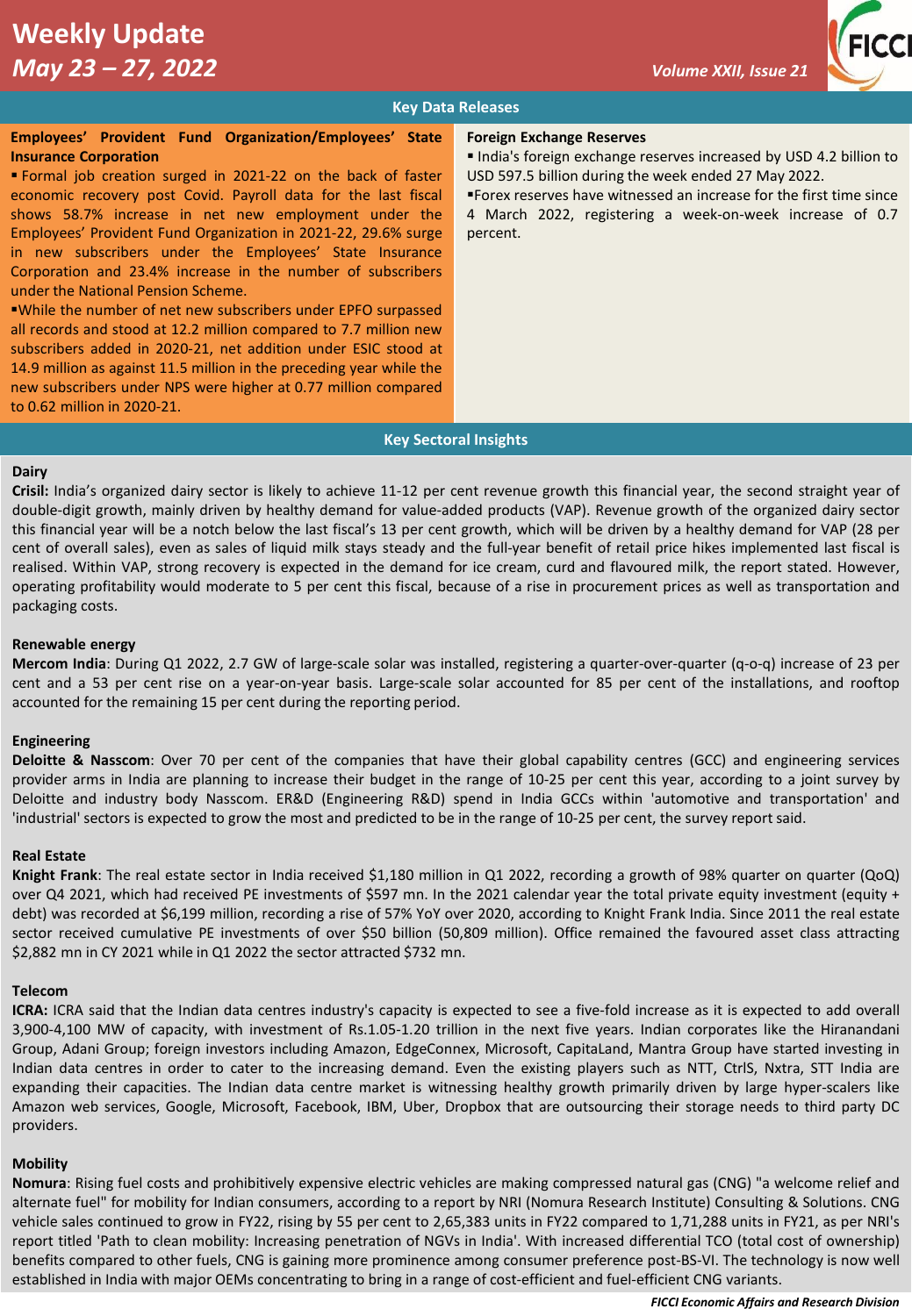# Weekly Update

## *May 23 – 27, 2022*

*Volume XXII, Issue 21*

## Key Data Releases

**Employees' Provident Fund Organization/Employees' State Insurance Corporation**

- Formal job creation surged in 2021-22 on the back of faster economic recovery post Covid. Payroll data for the last fiscal shows 58.7% increase in net new employment under the Employees' Provident Fund Organization in 2021-22, 29.6% surge in new subscribers under the Employees' State Insurance Corporation and 23.4% increase in the number of subscribers under the National Pension Scheme.
- While the number of net new subscribers under EPFO surpassed all records and stood at 12.2 million compared to 7.7 million new subscribers added in 2020-21, net addition under ESIC stood at 14.9 million as against 11.5 million in the preceding year while the new subscribers under NPS were higher at 0.77 million compared to 0.62 million in 2020-21.

**Foreign Exchange Reserves**

- India's foreign exchange reserves increased by USD 4.2 billion to USD 597.5 billion during the week ended 27 May 2022.
- Forex reserves have witnessed an increase for the first time since 4 March 2022, registering a week-on-week increase of 0.7 percent.

## Key Sectoral Insights

**Dairy**

**Crisil:** India's organized dairy sector is likely to achieve 11-12 per cent revenue growth this financial year, the second straight year of double-digit growth, mainly driven by healthy demand for value-added products (VAP). Revenue growth of the organized dairy sector this financial year will be a notch below the last fiscal's 13 per cent growth, which will be driven by a healthy demand for VAP (28 per cent of overall sales), even as sales of liquid milk stays steady and the full-year benefit of retail price hikes implemented last fiscal is realised. Within VAP, strong recovery is expected in the demand for ice cream, curd and flavoured milk, the report stated. However, operating profitability would moderate to 5 per cent this fiscal, because of a rise in procurement prices as well as transportation and packaging costs.

**Renewable energy**

**Mercom India**: During Q1 2022, 2.7 GW of large-scale solar was installed, registering a quarter-over-quarter (q-o-q) increase of 23 per cent and a 53 per cent rise on a year-on-year basis. Large-scale solar accounted for 85 per cent of the installations, and rooftop accounted for the remaining 15 per cent during the reporting period.

**Engineering**

**Deloitte & Nasscom**: Over 70 per cent of the companies that have their global capability centres (GCC) and engineering services provider arms in India are planning to increase their budget in the range of 10-25 per cent this year, according to a joint survey by Deloitte and industry body Nasscom. ER&D (Engineering R&D) spend in India GCCs within 'automotive and transportation' and 'industrial' sectors is expected to grow the most and predicted to be in the range of 10-25 per cent, the survey report said.

**Real Estate**

**Knight Frank**: The real estate sector in India received $1,180 million in Q1 2022, recording a growth of 98% quarter on quarter (QoQ) over Q4 2021, which had received PE investments of $597 mn. In the 2021 calendar year the total private equity investment (equity + debt) was recorded at $6,199 million, recording a rise of 57% YoY over 2020, according to Knight Frank India. Since 2011 the real estate sector received cumulative PE investments of over $50 billion (50,809 million). Office remained the favoured asset class attracting $2,882 mn in CY 2021 while in Q1 2022 the sector attracted $732 mn.

**Telecom**

**ICRA:** ICRA said that the Indian data centres industry's capacity is expected to see a five-fold increase as it is expected to add overall 3,900-4,100 MW of capacity, with investment of Rs.1.05-1.20 trillion in the next five years. Indian corporates like the Hiranandani Group, Adani Group; foreign investors including Amazon, EdgeConnex, Microsoft, CapitaLand, Mantra Group have started investing in Indian data centres in order to cater to the increasing demand. Even the existing players such as NTT, CtrlS, Nxtra, STT India are expanding their capacities. The Indian data centre market is witnessing healthy growth primarily driven by large hyper-scalers like Amazon web services, Google, Microsoft, Facebook, IBM, Uber, Dropbox that are outsourcing their storage needs to third party DC providers.

**Mobility**

**Nomura**: Rising fuel costs and prohibitively expensive electric vehicles are making compressed natural gas (CNG) "a welcome relief and alternate fuel" for mobility for Indian consumers, according to a report by NRI (Nomura Research Institute) Consulting & Solutions. CNG vehicle sales continued to grow in FY22, rising by 55 per cent to 2,65,383 units in FY22 compared to 1,71,288 units in FY21, as per NRI's report titled 'Path to clean mobility: Increasing penetration of NGVs in India'. With increased differential TCO (total cost of ownership) benefits compared to other fuels, CNG is gaining more prominence among consumer preference post-BS-VI. The technology is now well established in India with major OEMs concentrating to bring in a range of cost-efficient and fuel-efficient CNG variants.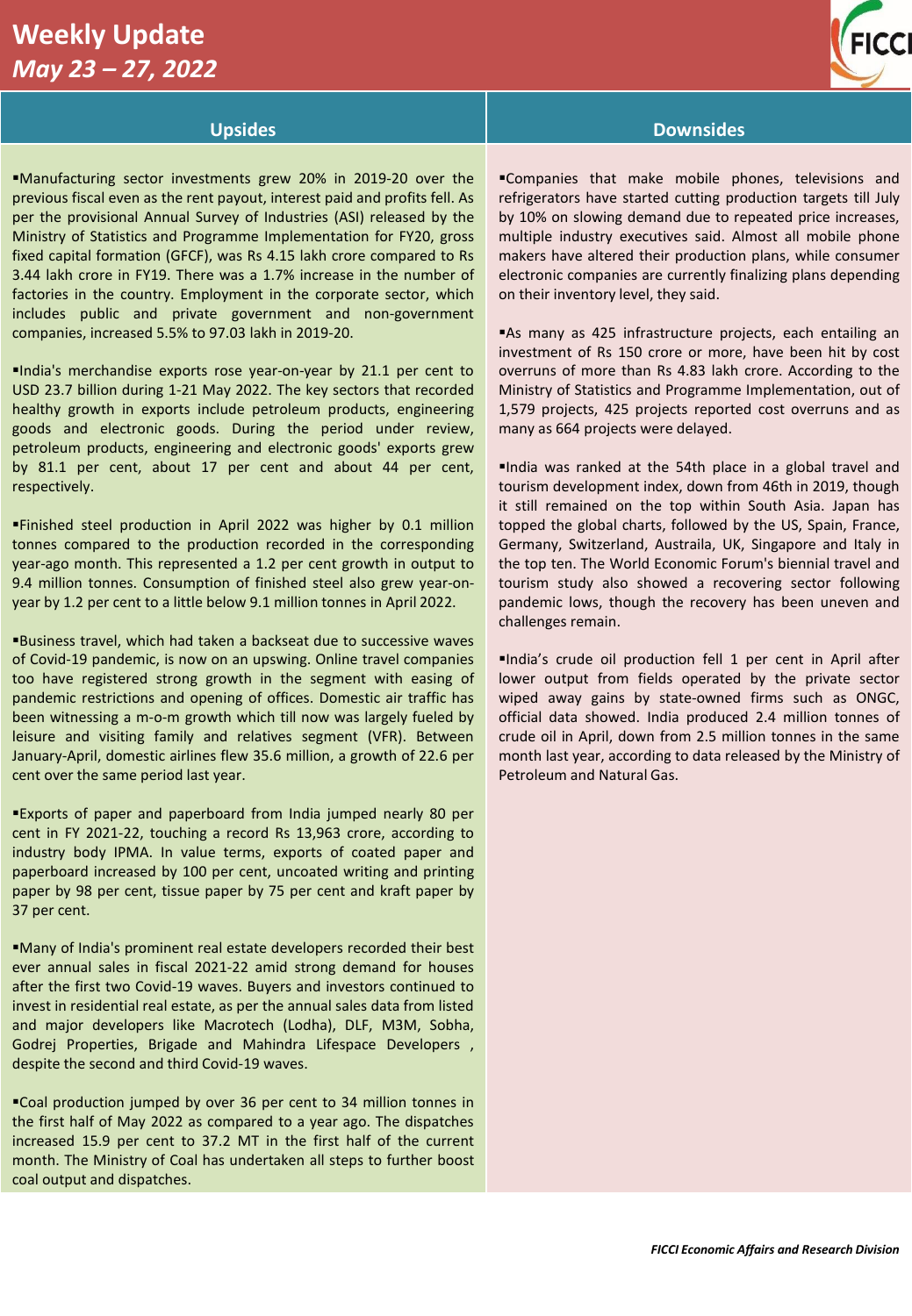# Weekly Update
*May 23 – 27, 2022*

## Upsides

- Manufacturing sector investments grew 20% in 2019-20 over the previous fiscal even as the rent payout, interest paid and profits fell. As per the provisional Annual Survey of Industries (ASI) released by the Ministry of Statistics and Programme Implementation for FY20, gross fixed capital formation (GFCF), was Rs 4.15 lakh crore compared to Rs 3.44 lakh crore in FY19. There was a 1.7% increase in the number of factories in the country. Employment in the corporate sector, which includes public and private government and non-government companies, increased 5.5% to 97.03 lakh in 2019-20.

- India's merchandise exports rose year-on-year by 21.1 per cent to USD 23.7 billion during 1-21 May 2022. The key sectors that recorded healthy growth in exports include petroleum products, engineering goods and electronic goods. During the period under review, petroleum products, engineering and electronic goods' exports grew by 81.1 per cent, about 17 per cent and about 44 per cent, respectively.

- Finished steel production in April 2022 was higher by 0.1 million tonnes compared to the production recorded in the corresponding year-ago month. This represented a 1.2 per cent growth in output to 9.4 million tonnes. Consumption of finished steel also grew year-on-year by 1.2 per cent to a little below 9.1 million tonnes in April 2022.

- Business travel, which had taken a backseat due to successive waves of Covid-19 pandemic, is now on an upswing. Online travel companies too have registered strong growth in the segment with easing of pandemic restrictions and opening of offices. Domestic air traffic has been witnessing a m-o-m growth which till now was largely fueled by leisure and visiting family and relatives segment (VFR). Between January-April, domestic airlines flew 35.6 million, a growth of 22.6 per cent over the same period last year.

- Exports of paper and paperboard from India jumped nearly 80 per cent in FY 2021-22, touching a record Rs 13,963 crore, according to industry body IPMA. In value terms, exports of coated paper and paperboard increased by 100 per cent, uncoated writing and printing paper by 98 per cent, tissue paper by 75 per cent and kraft paper by 37 per cent.

- Many of India's prominent real estate developers recorded their best ever annual sales in fiscal 2021-22 amid strong demand for houses after the first two Covid-19 waves. Buyers and investors continued to invest in residential real estate, as per the annual sales data from listed and major developers like Macrotech (Lodha), DLF, M3M, Sobha, Godrej Properties, Brigade and Mahindra Lifespace Developers , despite the second and third Covid-19 waves.

- Coal production jumped by over 36 per cent to 34 million tonnes in the first half of May 2022 as compared to a year ago. The dispatches increased 15.9 per cent to 37.2 MT in the first half of the current month. The Ministry of Coal has undertaken all steps to further boost coal output and dispatches.

## Downsides

- Companies that make mobile phones, televisions and refrigerators have started cutting production targets till July by 10% on slowing demand due to repeated price increases, multiple industry executives said. Almost all mobile phone makers have altered their production plans, while consumer electronic companies are currently finalizing plans depending on their inventory level, they said.

- As many as 425 infrastructure projects, each entailing an investment of Rs 150 crore or more, have been hit by cost overruns of more than Rs 4.83 lakh crore. According to the Ministry of Statistics and Programme Implementation, out of 1,579 projects, 425 projects reported cost overruns and as many as 664 projects were delayed.

- India was ranked at the 54th place in a global travel and tourism development index, down from 46th in 2019, though it still remained on the top within South Asia. Japan has topped the global charts, followed by the US, Spain, France, Germany, Switzerland, Austraila, UK, Singapore and Italy in the top ten. The World Economic Forum's biennial travel and tourism study also showed a recovering sector following pandemic lows, though the recovery has been uneven and challenges remain.

- India's crude oil production fell 1 per cent in April after lower output from fields operated by the private sector wiped away gains by state-owned firms such as ONGC, official data showed. India produced 2.4 million tonnes of crude oil in April, down from 2.5 million tonnes in the same month last year, according to data released by the Ministry of Petroleum and Natural Gas.

*FICCI Economic Affairs and Research Division*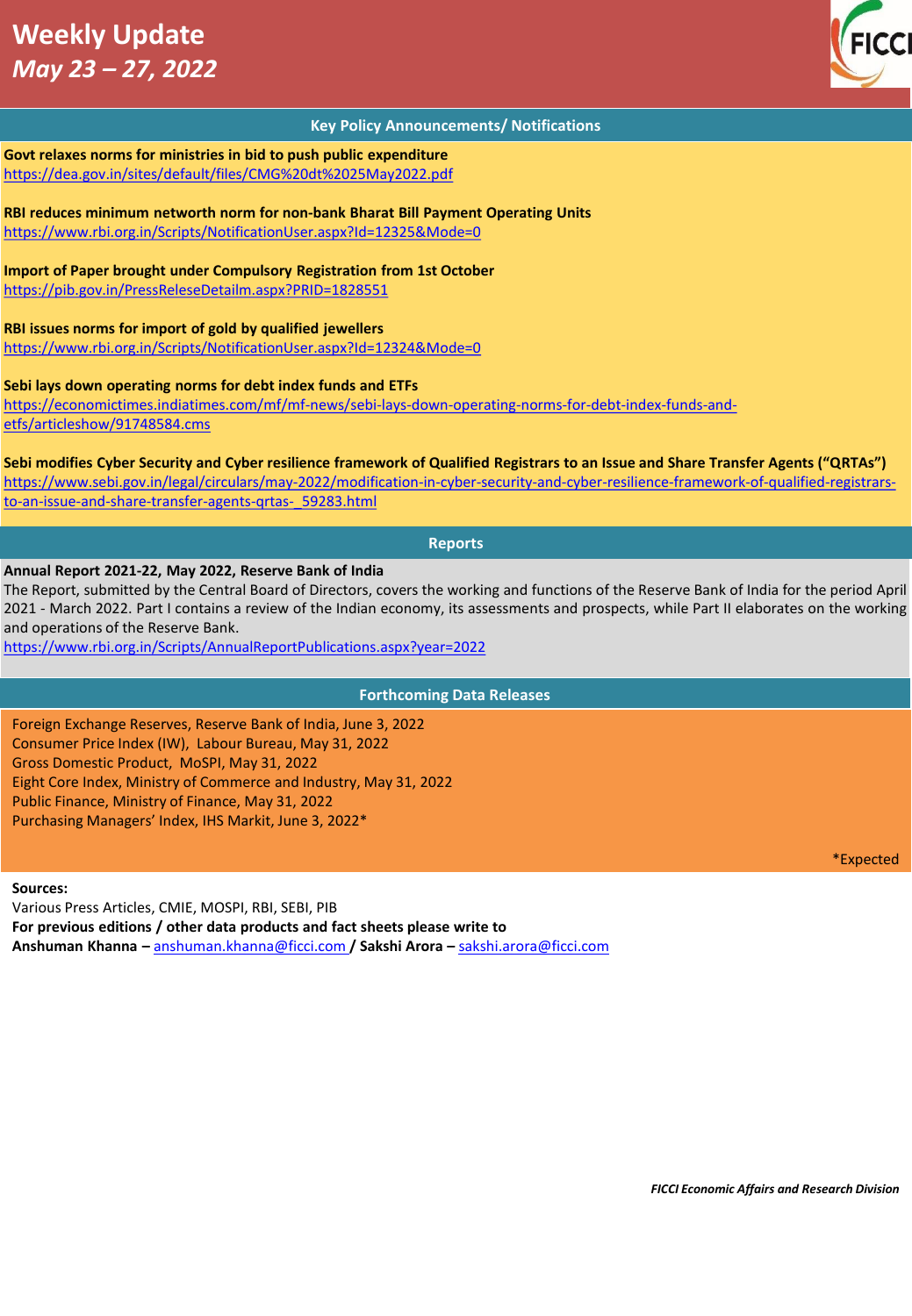# Weekly Update
*May 23 – 27, 2022*

## Key Policy Announcements/ Notifications

**Govt relaxes norms for ministries in bid to push public expenditure**
https://dea.gov.in/sites/default/files/CMG%20dt%2025May2022.pdf

**RBI reduces minimum networth norm for non-bank Bharat Bill Payment Operating Units**
https://www.rbi.org.in/Scripts/NotificationUser.aspx?Id=12325&Mode=0

**Import of Paper brought under Compulsory Registration from 1st October**
https://pib.gov.in/PressReleseDetailm.aspx?PRID=1828551

**RBI issues norms for import of gold by qualified jewellers**
https://www.rbi.org.in/Scripts/NotificationUser.aspx?Id=12324&Mode=0

**Sebi lays down operating norms for debt index funds and ETFs**
https://economictimes.indiatimes.com/mf/mf-news/sebi-lays-down-operating-norms-for-debt-index-funds-and-etfs/articleshow/91748584.cms

**Sebi modifies Cyber Security and Cyber resilience framework of Qualified Registrars to an Issue and Share Transfer Agents ("QRTAs")**
https://www.sebi.gov.in/legal/circulars/may-2022/modification-in-cyber-security-and-cyber-resilience-framework-of-qualified-registrars-to-an-issue-and-share-transfer-agents-qrtas-_59283.html

## Reports

**Annual Report 2021-22, May 2022, Reserve Bank of India**
The Report, submitted by the Central Board of Directors, covers the working and functions of the Reserve Bank of India for the period April 2021 - March 2022. Part I contains a review of the Indian economy, its assessments and prospects, while Part II elaborates on the working and operations of the Reserve Bank.
https://www.rbi.org.in/Scripts/AnnualReportPublications.aspx?year=2022

## Forthcoming Data Releases

Foreign Exchange Reserves, Reserve Bank of India, June 3, 2022
Consumer Price Index (IW), Labour Bureau, May 31, 2022
Gross Domestic Product, MoSPI, May 31, 2022
Eight Core Index, Ministry of Commerce and Industry, May 31, 2022
Public Finance, Ministry of Finance, May 31, 2022
Purchasing Managers' Index, IHS Markit, June 3, 2022*

*Expected

**Sources:**
Various Press Articles, CMIE, MOSPI, RBI, SEBI, PIB
**For previous editions / other data products and fact sheets please write to**
**Anshuman Khanna –** anshuman.khanna@ficci.com **/ Sakshi Arora –** sakshi.arora@ficci.com

***FICCI Economic Affairs and Research Division***